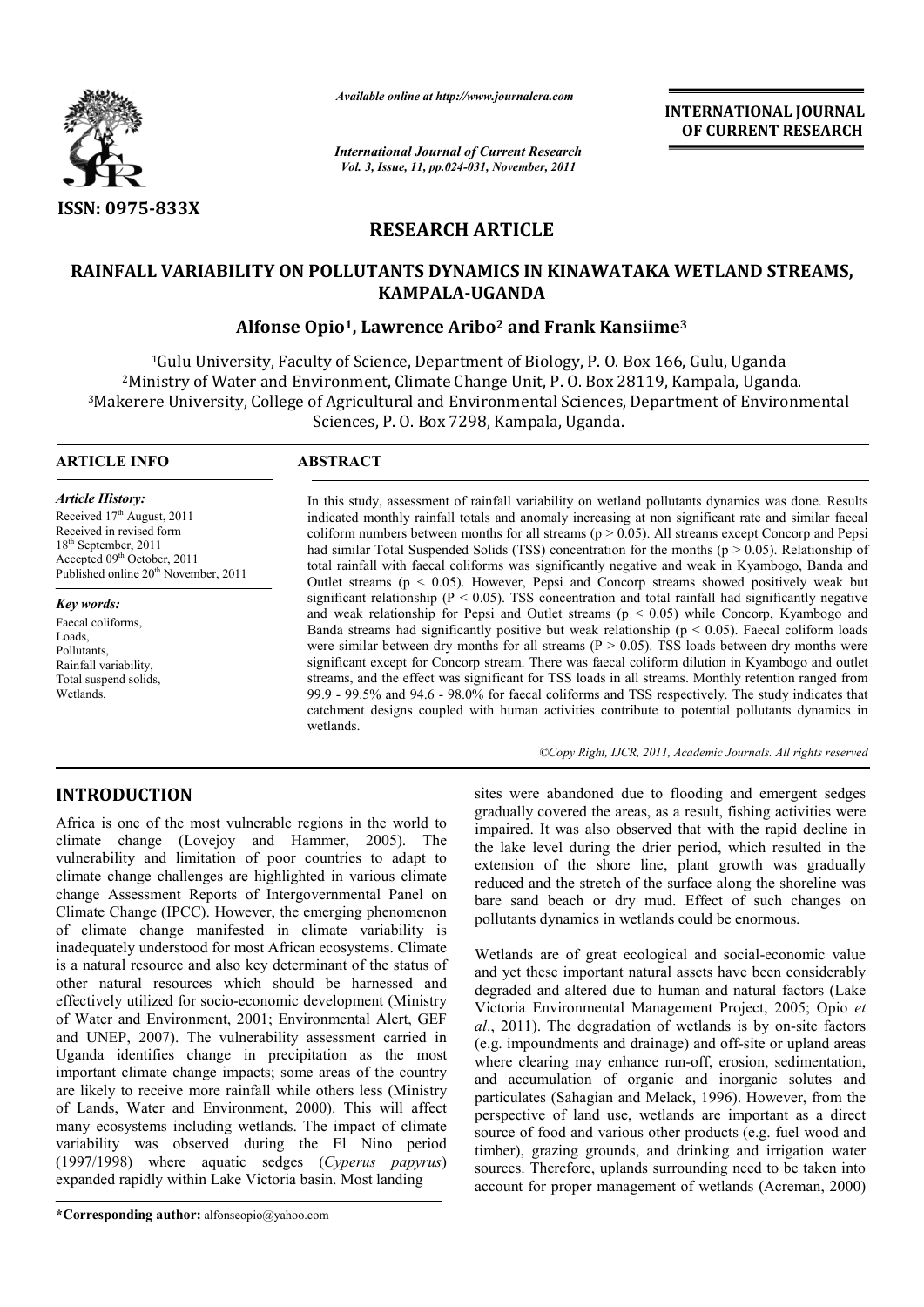*Available online at http://www.journalcra.com*

**INTERNATIONAL JOURNAL OF CURRENT RESEARCH**

ISSN: 0975-833X

# RESEARCH ARTICLE

## RAINFALL VARIABILITY ON POLLUTANTS DYNAMICS IN KINAWATAKA WETLAND STREAMS, KAMPALA-UGANDA

**Alfonse Opio[1], Lawrence Aribo[2] and Frank Kansiime[3]**

[1]Gulu University, Faculty of Science, Department of Biology, P. O. Box 166, Gulu, Uganda
[2]Ministry of Water and Environment, Climate Change Unit, P. O. Box 28119, Kampala, Uganda.
[3]Makerere University, College of Agricultural and Environmental Sciences, Department of Environmental Sciences, P. O. Box 7298, Kampala, Uganda.

**ARTICLE INFO**

*Article History:*
Received 17th August, 2011
Received in revised form 18th September, 2011
Accepted 09th October, 2011
Published online 20th November, 2011

*Key words:*
Faecal coliforms,
Loads,
Pollutants,
Rainfall variability,
Total suspend solids,
Wetlands.

**ABSTRACT**

In this study, assessment of rainfall variability on wetland pollutants dynamics was done. Results indicated monthly rainfall totals and anomaly increasing at non significant rate and similar faecal coliform numbers between months for all streams ($p > 0.05$). All streams except Concorp and Pepsi had similar Total Suspended Solids (TSS) concentration for the months ($p > 0.05$). Relationship of total rainfall with faecal coliforms was significantly negative and weak in Kyambogo, Banda and Outlet streams ($p < 0.05$). However, Pepsi and Concorp streams showed positively weak but significant relationship ($P < 0.05$). TSS concentration and total rainfall had significantly negative and weak relationship for Pepsi and Outlet streams ($p < 0.05$) while Concorp, Kyambogo and Banda streams had significantly positive but weak relationship ($p < 0.05$). Faecal coliform loads were similar between dry months for all streams ($P > 0.05$). TSS loads between dry months were significant except for Concorp stream. There was faecal coliform dilution in Kyambogo and outlet streams, and the effect was significant for TSS loads in all streams. Monthly retention ranged from 99.9 - 99.5% and 94.6 - 98.0% for faecal coliforms and TSS respectively. The study indicates that catchment designs coupled with human activities contribute to potential pollutants dynamics in wetlands.

©Copy Right, IJCR, 2011, Academic Journals. All rights reserved

## INTRODUCTION

Africa is one of the most vulnerable regions in the world to climate change (Lovejoy and Hammer, 2005). The vulnerability and limitation of poor countries to adapt to climate change challenges are highlighted in various climate change Assessment Reports of Intergovernmental Panel on Climate Change (IPCC). However, the emerging phenomenon of climate change manifested in climate variability is inadequately understood for most African ecosystems. Climate is a natural resource and also key determinant of the status of other natural resources which should be harnessed and effectively utilized for socio-economic development (Ministry of Water and Environment, 2001; Environmental Alert, GEF and UNEP, 2007). The vulnerability assessment carried in Uganda identifies change in precipitation as the most important climate change impacts; some areas of the country are likely to receive more rainfall while others less (Ministry of Lands, Water and Environment, 2000). This will affect many ecosystems including wetlands. The impact of climate variability was observed during the El Nino period (1997/1998) where aquatic sedges (*Cyperus papyrus*) expanded rapidly within Lake Victoria basin. Most landing sites were abandoned due to flooding and emergent sedges gradually covered the areas, as a result, fishing activities were impaired. It was also observed that with the rapid decline in the lake level during the drier period, which resulted in the extension of the shore line, plant growth was gradually reduced and the stretch of the surface along the shoreline was bare sand beach or dry mud. Effect of such changes on pollutants dynamics in wetlands could be enormous.

Wetlands are of great ecological and social-economic value and yet these important natural assets have been considerably degraded and altered due to human and natural factors (Lake Victoria Environmental Management Project, 2005; Opio *et al*., 2011). The degradation of wetlands is by on-site factors (e.g. impoundments and drainage) and off-site or upland areas where clearing may enhance run-off, erosion, sedimentation, and accumulation of organic and inorganic solutes and particulates (Sahagian and Melack, 1996). However, from the perspective of land use, wetlands are important as a direct source of food and various other products (e.g. fuel wood and timber), grazing grounds, and drinking and irrigation water sources. Therefore, uplands surrounding need to be taken into account for proper management of wetlands (Acreman, 2000)

**\*Corresponding author:** alfonseopio@yahoo.com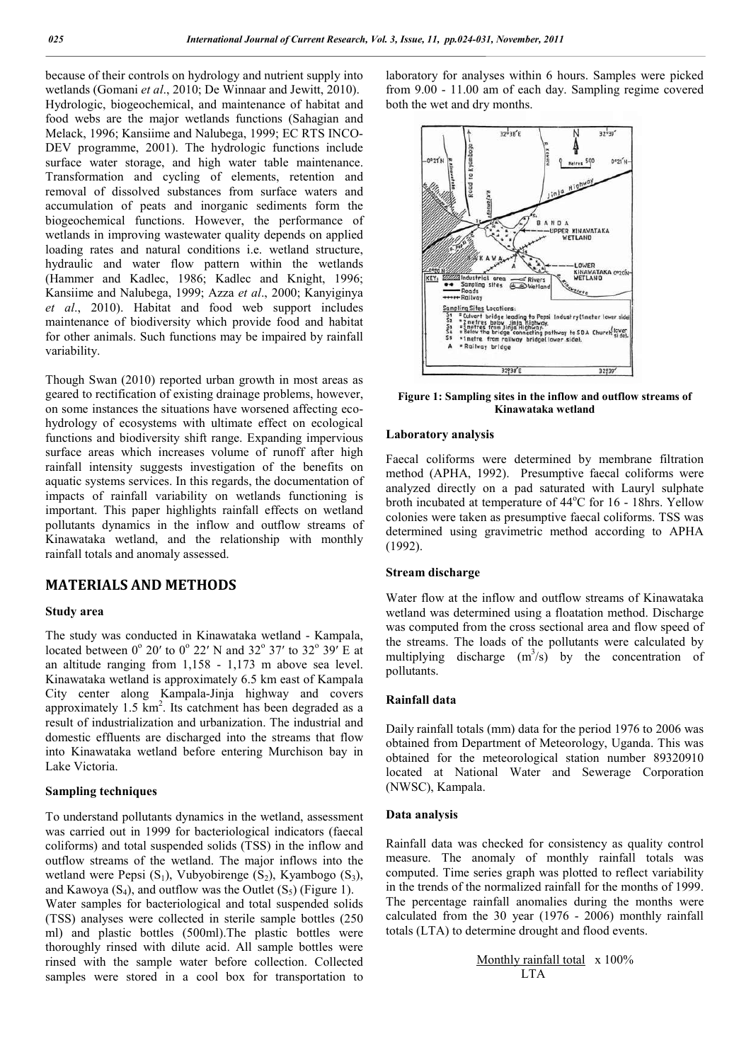because of their controls on hydrology and nutrient supply into wetlands (Gomani *et al*., 2010; De Winnaar and Jewitt, 2010). Hydrologic, biogeochemical, and maintenance of habitat and food webs are the major wetlands functions (Sahagian and Melack, 1996; Kansiime and Nalubega, 1999; EC RTS INCO-DEV programme, 2001). The hydrologic functions include surface water storage, and high water table maintenance. Transformation and cycling of elements, retention and removal of dissolved substances from surface waters and accumulation of peats and inorganic sediments form the biogeochemical functions. However, the performance of wetlands in improving wastewater quality depends on applied loading rates and natural conditions i.e. wetland structure, hydraulic and water flow pattern within the wetlands (Hammer and Kadlec, 1986; Kadlec and Knight, 1996; Kansiime and Nalubega, 1999; Azza *et al*., 2000; Kanyiginya *et al*., 2010). Habitat and food web support includes maintenance of biodiversity which provide food and habitat for other animals. Such functions may be impaired by rainfall variability.

Though Swan (2010) reported urban growth in most areas as geared to rectification of existing drainage problems, however, on some instances the situations have worsened affecting eco-hydrology of ecosystems with ultimate effect on ecological functions and biodiversity shift range. Expanding impervious surface areas which increases volume of runoff after high rainfall intensity suggests investigation of the benefits on aquatic systems services. In this regards, the documentation of impacts of rainfall variability on wetlands functioning is important. This paper highlights rainfall effects on wetland pollutants dynamics in the inflow and outflow streams of Kinawataka wetland, and the relationship with monthly rainfall totals and anomaly assessed.

## MATERIALS AND METHODS

### Study area

The study was conducted in Kinawataka wetland - Kampala, located between $0^o 20'$ to $0^o 22'$ N and $32^o 37'$ to $32^o 39'$ E at an altitude ranging from 1,158 - 1,173 m above sea level. Kinawataka wetland is approximately 6.5 km east of Kampala City center along Kampala-Jinja highway and covers approximately 1.5 km$^2$. Its catchment has been degraded as a result of industrialization and urbanization. The industrial and domestic effluents are discharged into the streams that flow into Kinawataka wetland before entering Murchison bay in Lake Victoria.

### Sampling techniques

To understand pollutants dynamics in the wetland, assessment was carried out in 1999 for bacteriological indicators (faecal coliforms) and total suspended solids (TSS) in the inflow and outflow streams of the wetland. The major inflows into the wetland were Pepsi ($S_1$), Vubyobirenge ($S_2$), Kyambogo ($S_3$), and Kawoya ($S_4$), and outflow was the Outlet ($S_5$) (Figure 1).

Water samples for bacteriological and total suspended solids (TSS) analyses were collected in sterile sample bottles (250 ml) and plastic bottles (500ml).The plastic bottles were thoroughly rinsed with dilute acid. All sample bottles were rinsed with the sample water before collection. Collected samples were stored in a cool box for transportation to laboratory for analyses within 6 hours. Samples were picked from 9.00 - 11.00 am of each day. Sampling regime covered both the wet and dry months.

**Figure 1: Sampling sites in the inflow and outflow streams of Kinawataka wetland**

### Laboratory analysis

Faecal coliforms were determined by membrane filtration method (APHA, 1992). Presumptive faecal coliforms were analyzed directly on a pad saturated with Lauryl sulphate broth incubated at temperature of 44$^o$C for 16 - 18hrs. Yellow colonies were taken as presumptive faecal coliforms. TSS was determined using gravimetric method according to APHA (1992).

### Stream discharge

Water flow at the inflow and outflow streams of Kinawataka wetland was determined using a floatation method. Discharge was computed from the cross sectional area and flow speed of the streams. The loads of the pollutants were calculated by multiplying discharge (m$^3$/s) by the concentration of pollutants.

### Rainfall data

Daily rainfall totals (mm) data for the period 1976 to 2006 was obtained from Department of Meteorology, Uganda. This was obtained for the meteorological station number 89320910 located at National Water and Sewerage Corporation (NWSC), Kampala.

### Data analysis

Rainfall data was checked for consistency as quality control measure. The anomaly of monthly rainfall totals was computed. Time series graph was plotted to reflect variability in the trends of the normalized rainfall for the months of 1999. The percentage rainfall anomalies during the months were calculated from the 30 year (1976 - 2006) monthly rainfall totals (LTA) to determine drought and flood events.

$$\frac{\text{Monthly rainfall total}}{\text{LTA}} \times 100\%$$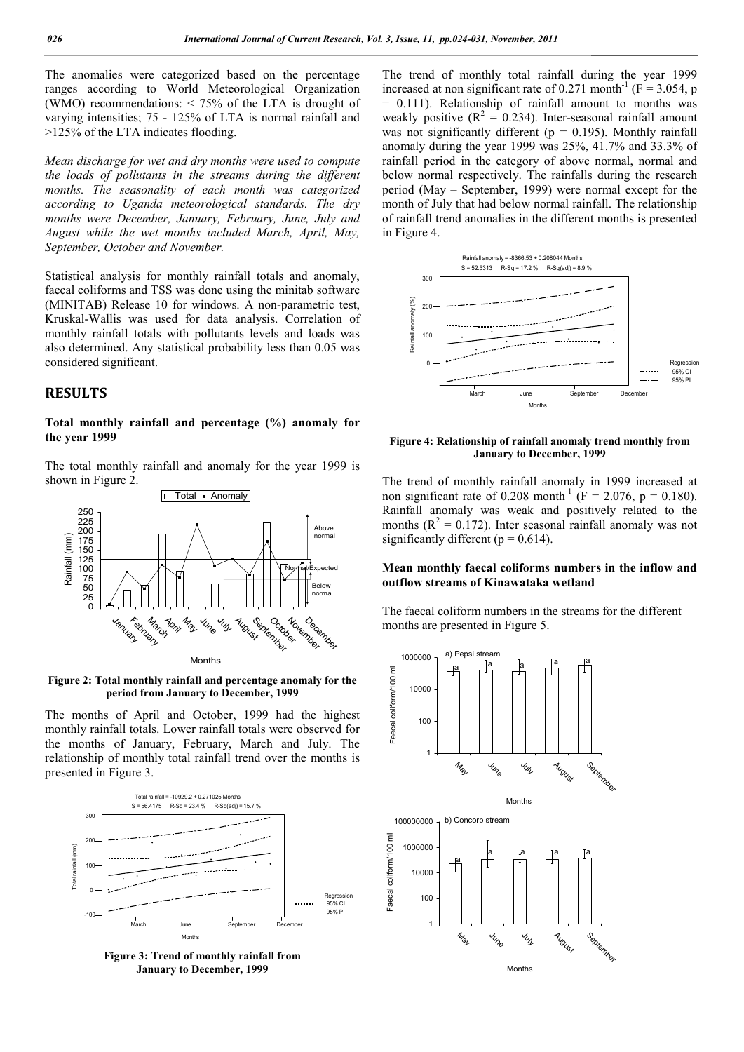The anomalies were categorized based on the percentage ranges according to World Meteorological Organization (WMO) recommendations: < 75% of the LTA is drought of varying intensities; 75 - 125% of LTA is normal rainfall and >125% of the LTA indicates flooding.

*Mean discharge for wet and dry months were used to compute the loads of pollutants in the streams during the different months. The seasonality of each month was categorized according to Uganda meteorological standards. The dry months were December, January, February, June, July and August while the wet months included March, April, May, September, October and November.*

Statistical analysis for monthly rainfall totals and anomaly, faecal coliforms and TSS was done using the minitab software (MINITAB) Release 10 for windows. A non-parametric test, Kruskal-Wallis was used for data analysis. Correlation of monthly rainfall totals with pollutants levels and loads was also determined. Any statistical probability less than 0.05 was considered significant.

## RESULTS

### Total monthly rainfall and percentage (%) anomaly for the year 1999

The total monthly rainfall and anomaly for the year 1999 is shown in Figure 2.

**Figure 2: Total monthly rainfall and percentage anomaly for the period from January to December, 1999**

The months of April and October, 1999 had the highest monthly rainfall totals. Lower rainfall totals were observed for the months of January, February, March and July. The relationship of monthly total rainfall trend over the months is presented in Figure 3.

**Figure 3: Trend of monthly rainfall from January to December, 1999**

The trend of monthly total rainfall during the year 1999 increased at non significant rate of 0.271 $month^{-1}$ ($F = 3.054$, $p = 0.111$). Relationship of rainfall amount to months was weakly positive ($R^2 = 0.234$). Inter-seasonal rainfall amount was not significantly different ($p = 0.195$). Monthly rainfall anomaly during the year 1999 was 25%, 41.7% and 33.3% of rainfall period in the category of above normal, normal and below normal respectively. The rainfalls during the research period (May – September, 1999) were normal except for the month of July that had below normal rainfall. The relationship of rainfall trend anomalies in the different months is presented in Figure 4.

**Figure 4: Relationship of rainfall anomaly trend monthly from January to December, 1999**

The trend of monthly rainfall anomaly in 1999 increased at non significant rate of 0.208 $month^{-1}$ ($F = 2.076$, $p = 0.180$). Rainfall anomaly was weak and positively related to the months ($R^2 = 0.172$). Inter seasonal rainfall anomaly was not significantly different ($p = 0.614$).

### Mean monthly faecal coliforms numbers in the inflow and outflow streams of Kinawataka wetland

The faecal coliform numbers in the streams for the different months are presented in Figure 5.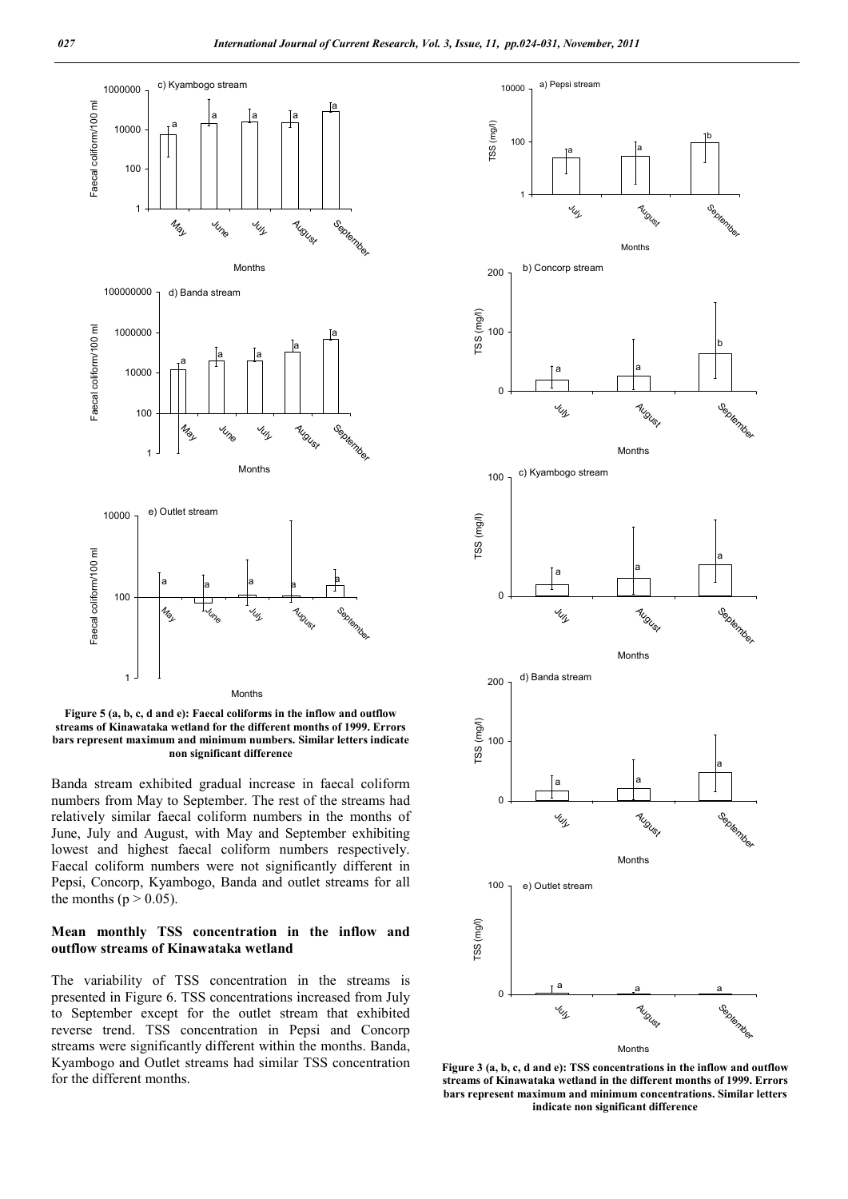Figure 5 (a, b, c, d and e): Faecal coliforms in the inflow and outflow streams of Kinawataka wetland for the different months of 1999. Errors bars represent maximum and minimum numbers. Similar letters indicate non significant difference

Banda stream exhibited gradual increase in faecal coliform numbers from May to September. The rest of the streams had relatively similar faecal coliform numbers in the months of June, July and August, with May and September exhibiting lowest and highest faecal coliform numbers respectively. Faecal coliform numbers were not significantly different in Pepsi, Concorp, Kyambogo, Banda and outlet streams for all the months ($p > 0.05$).

### Mean monthly TSS concentration in the inflow and outflow streams of Kinawataka wetland

The variability of TSS concentration in the streams is presented in Figure 6. TSS concentrations increased from July to September except for the outlet stream that exhibited reverse trend. TSS concentration in Pepsi and Concorp streams were significantly different within the months. Banda, Kyambogo and Outlet streams had similar TSS concentration for the different months.

Figure 3 (a, b, c, d and e): TSS concentrations in the inflow and outflow streams of Kinawataka wetland in the different months of 1999. Errors bars represent maximum and minimum concentrations. Similar letters indicate non significant difference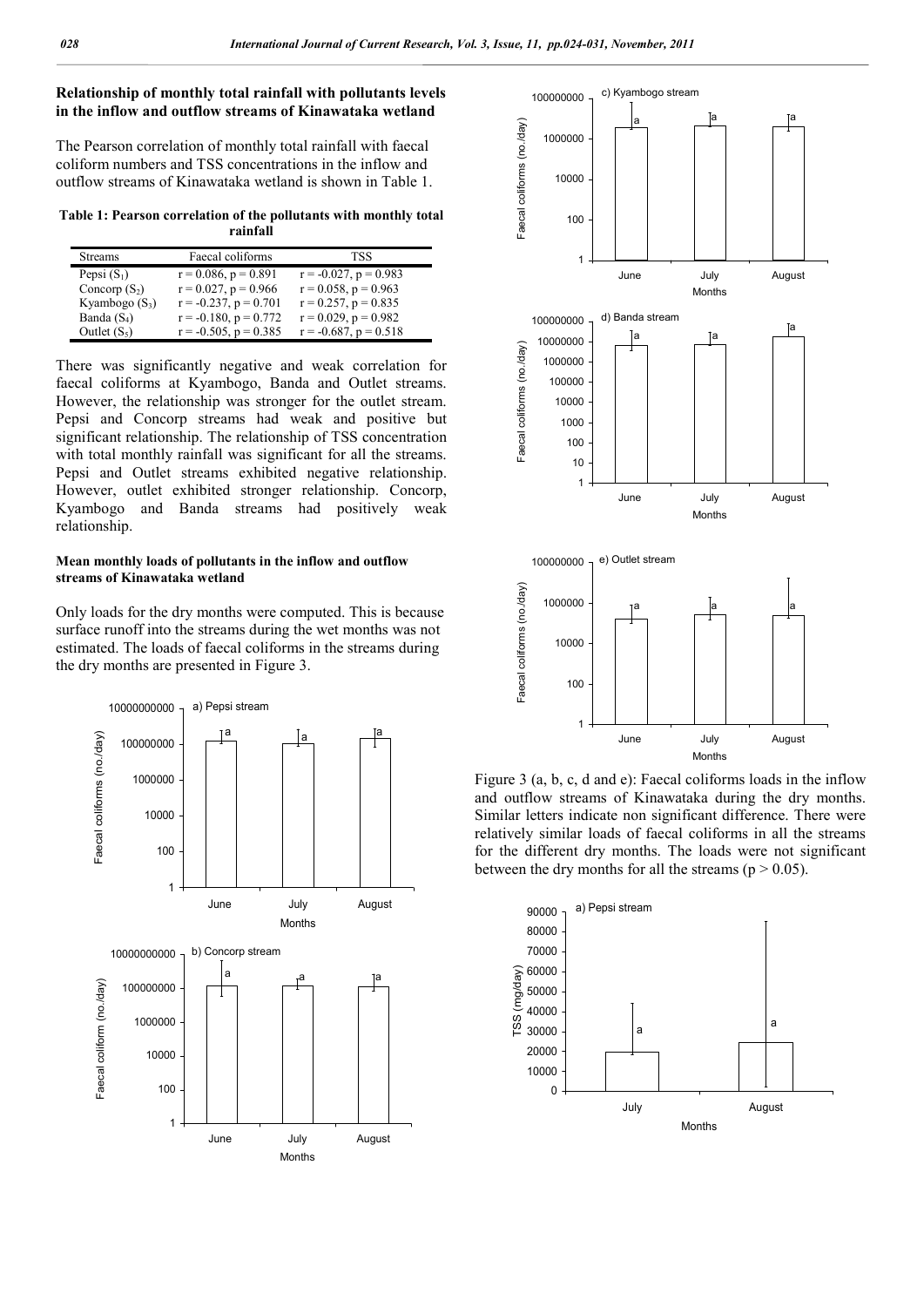### Relationship of monthly total rainfall with pollutants levels in the inflow and outflow streams of Kinawataka wetland

The Pearson correlation of monthly total rainfall with faecal coliform numbers and TSS concentrations in the inflow and outflow streams of Kinawataka wetland is shown in Table 1.

**Table 1: Pearson correlation of the pollutants with monthly total rainfall**

| Streams | Faecal coliforms | TSS |
|---|---|---|
| Pepsi ($S_1$) | $r = 0.086$, $p = 0.891$ | $r = -0.027$, $p = 0.983$ |
| Concorp ($S_2$) | $r = 0.027$, $p = 0.966$ | $r = 0.058$, $p = 0.963$ |
| Kyambogo ($S_3$) | $r = -0.237$, $p = 0.701$ | $r = 0.257$, $p = 0.835$ |
| Banda ($S_4$) | $r = -0.180$, $p = 0.772$ | $r = 0.029$, $p = 0.982$ |
| Outlet ($S_5$) | $r = -0.505$, $p = 0.385$ | $r = -0.687$, $p = 0.518$ |

There was significantly negative and weak correlation for faecal coliforms at Kyambogo, Banda and Outlet streams. However, the relationship was stronger for the outlet stream. Pepsi and Concorp streams had weak and positive but significant relationship. The relationship of TSS concentration with total monthly rainfall was significant for all the streams. Pepsi and Outlet streams exhibited negative relationship. However, outlet exhibited stronger relationship. Concorp, Kyambogo and Banda streams had positively weak relationship.

#### Mean monthly loads of pollutants in the inflow and outflow streams of Kinawataka wetland

Only loads for the dry months were computed. This is because surface runoff into the streams during the wet months was not estimated. The loads of faecal coliforms in the streams during the dry months are presented in Figure 3.

Figure 3 (a, b, c, d and e): Faecal coliforms loads in the inflow and outflow streams of Kinawataka during the dry months. Similar letters indicate non significant difference. There were relatively similar loads of faecal coliforms in all the streams for the different dry months. The loads were not significant between the dry months for all the streams ($p > 0.05$).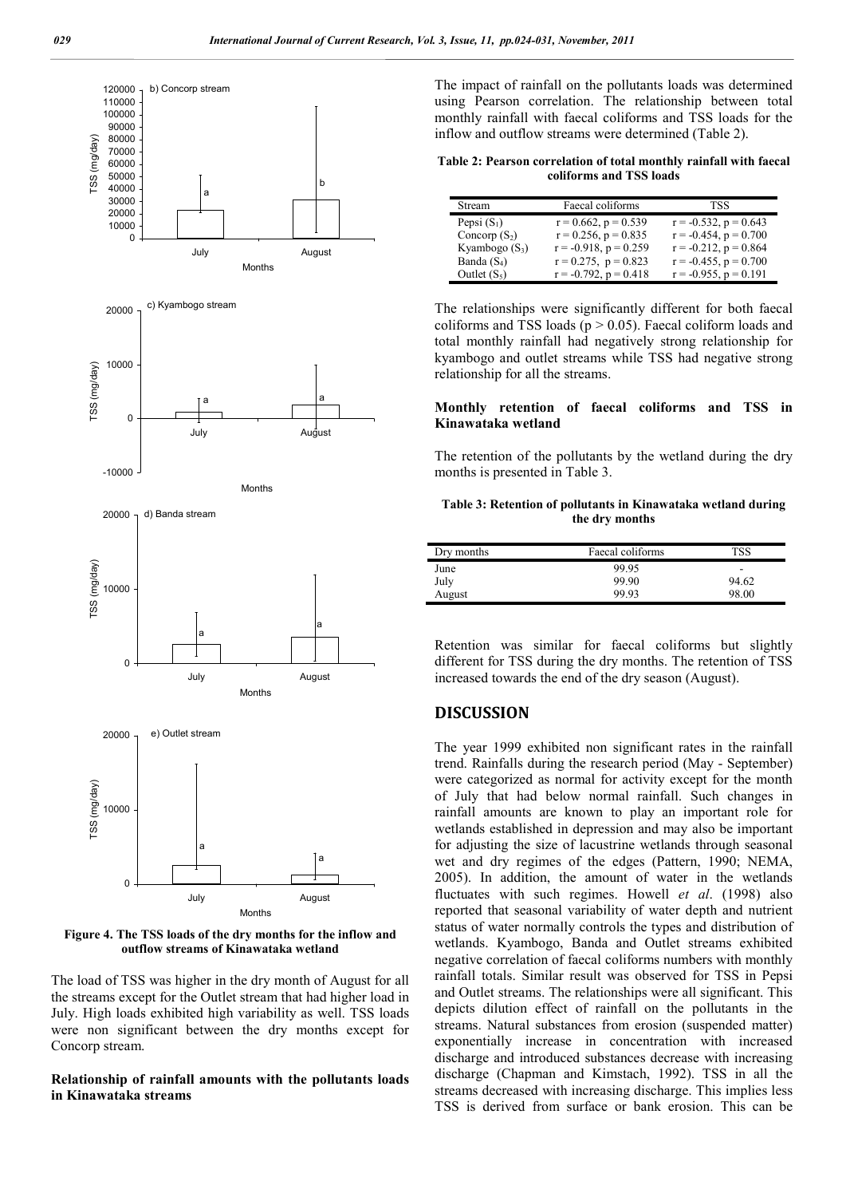b) Concorp stream

c) Kyambogo stream

d) Banda stream

e) Outlet stream

**Figure 4. The TSS loads of the dry months for the inflow and outflow streams of Kinawataka wetland**

The load of TSS was higher in the dry month of August for all the streams except for the Outlet stream that had higher load in July. High loads exhibited high variability as well. TSS loads were non significant between the dry months except for Concorp stream.

### Relationship of rainfall amounts with the pollutants loads in Kinawataka streams

The impact of rainfall on the pollutants loads was determined using Pearson correlation. The relationship between total monthly rainfall with faecal coliforms and TSS loads for the inflow and outflow streams were determined (Table 2).

**Table 2: Pearson correlation of total monthly rainfall with faecal coliforms and TSS loads**

| Stream | Faecal coliforms | TSS |
|---|---|---|
| Pepsi ($S_1$) | $r = 0.662$, $p = 0.539$ | $r = -0.532$, $p = 0.643$ |
| Concorp ($S_2$) | $r = 0.256$, $p = 0.835$ | $r = -0.454$, $p = 0.700$ |
| Kyambogo ($S_3$) | $r = -0.918$, $p = 0.259$ | $r = -0.212$, $p = 0.864$ |
| Banda ($S_4$) | $r = 0.275$, $p = 0.823$ | $r = -0.455$, $p = 0.700$ |
| Outlet ($S_5$) | $r = -0.792$, $p = 0.418$ | $r = -0.955$, $p = 0.191$ |

The relationships were significantly different for both faecal coliforms and TSS loads ($p > 0.05$). Faecal coliform loads and total monthly rainfall had negatively strong relationship for kyambogo and outlet streams while TSS had negative strong relationship for all the streams.

### Monthly retention of faecal coliforms and TSS in Kinawataka wetland

The retention of the pollutants by the wetland during the dry months is presented in Table 3.

**Table 3: Retention of pollutants in Kinawataka wetland during the dry months**

| Dry months | Faecal coliforms | TSS |
|---|---|---|
| June | 99.95 | - |
| July | 99.90 | 94.62 |
| August | 99.93 | 98.00 |

Retention was similar for faecal coliforms but slightly different for TSS during the dry months. The retention of TSS increased towards the end of the dry season (August).

## DISCUSSION

The year 1999 exhibited non significant rates in the rainfall trend. Rainfalls during the research period (May - September) were categorized as normal for activity except for the month of July that had below normal rainfall. Such changes in rainfall amounts are known to play an important role for wetlands established in depression and may also be important for adjusting the size of lacustrine wetlands through seasonal wet and dry regimes of the edges (Pattern, 1990; NEMA, 2005). In addition, the amount of water in the wetlands fluctuates with such regimes. Howell *et al*. (1998) also reported that seasonal variability of water depth and nutrient status of water normally controls the types and distribution of wetlands. Kyambogo, Banda and Outlet streams exhibited negative correlation of faecal coliforms numbers with monthly rainfall totals. Similar result was observed for TSS in Pepsi and Outlet streams. The relationships were all significant. This depicts dilution effect of rainfall on the pollutants in the streams. Natural substances from erosion (suspended matter) exponentially increase in concentration with increased discharge and introduced substances decrease with increasing discharge (Chapman and Kimstach, 1992). TSS in all the streams decreased with increasing discharge. This implies less TSS is derived from surface or bank erosion. This can be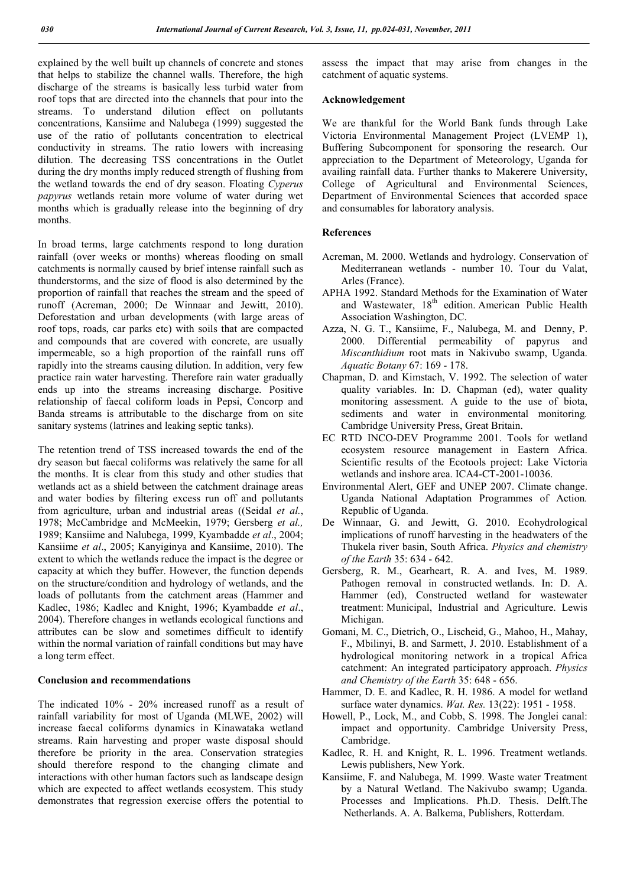explained by the well built up channels of concrete and stones that helps to stabilize the channel walls. Therefore, the high discharge of the streams is basically less turbid water from roof tops that are directed into the channels that pour into the streams. To understand dilution effect on pollutants concentrations, Kansiime and Nalubega (1999) suggested the use of the ratio of pollutants concentration to electrical conductivity in streams. The ratio lowers with increasing dilution. The decreasing TSS concentrations in the Outlet during the dry months imply reduced strength of flushing from the wetland towards the end of dry season. Floating *Cyperus papyrus* wetlands retain more volume of water during wet months which is gradually release into the beginning of dry months.

In broad terms, large catchments respond to long duration rainfall (over weeks or months) whereas flooding on small catchments is normally caused by brief intense rainfall such as thunderstorms, and the size of flood is also determined by the proportion of rainfall that reaches the stream and the speed of runoff (Acreman, 2000; De Winnaar and Jewitt, 2010). Deforestation and urban developments (with large areas of roof tops, roads, car parks etc) with soils that are compacted and compounds that are covered with concrete, are usually impermeable, so a high proportion of the rainfall runs off rapidly into the streams causing dilution. In addition, very few practice rain water harvesting. Therefore rain water gradually ends up into the streams increasing discharge. Positive relationship of faecal coliform loads in Pepsi, Concorp and Banda streams is attributable to the discharge from on site sanitary systems (latrines and leaking septic tanks).

The retention trend of TSS increased towards the end of the dry season but faecal coliforms was relatively the same for all the months. It is clear from this study and other studies that wetlands act as a shield between the catchment drainage areas and water bodies by filtering excess run off and pollutants from agriculture, urban and industrial areas ((Seidal *et al.*, 1978; McCambridge and McMeekin, 1979; Gersberg *et al.,* 1989; Kansiime and Nalubega, 1999, Kyambadde *et al*., 2004; Kansiime *et al*., 2005; Kanyiginya and Kansiime, 2010). The extent to which the wetlands reduce the impact is the degree or capacity at which they buffer. However, the function depends on the structure/condition and hydrology of wetlands, and the loads of pollutants from the catchment areas (Hammer and Kadlec, 1986; Kadlec and Knight, 1996; Kyambadde *et al*., 2004). Therefore changes in wetlands ecological functions and attributes can be slow and sometimes difficult to identify within the normal variation of rainfall conditions but may have a long term effect.

## Conclusion and recommendations

The indicated 10% - 20% increased runoff as a result of rainfall variability for most of Uganda (MLWE, 2002) will increase faecal coliforms dynamics in Kinawataka wetland streams. Rain harvesting and proper waste disposal should therefore be priority in the area. Conservation strategies should therefore respond to the changing climate and interactions with other human factors such as landscape design which are expected to affect wetlands ecosystem. This study demonstrates that regression exercise offers the potential to assess the impact that may arise from changes in the catchment of aquatic systems.

## Acknowledgement

We are thankful for the World Bank funds through Lake Victoria Environmental Management Project (LVEMP 1), Buffering Subcomponent for sponsoring the research. Our appreciation to the Department of Meteorology, Uganda for availing rainfall data. Further thanks to Makerere University, College of Agricultural and Environmental Sciences, Department of Environmental Sciences that accorded space and consumables for laboratory analysis.

## References

Acreman, M. 2000. Wetlands and hydrology. Conservation of Mediterranean wetlands - number 10. Tour du Valat, Arles (France).

APHA 1992. Standard Methods for the Examination of Water and Wastewater, 18th edition. American Public Health Association Washington, DC.

Azza, N. G. T., Kansiime, F., Nalubega, M. and Denny, P. 2000. Differential permeability of papyrus and *Miscanthidium* root mats in Nakivubo swamp, Uganda. *Aquatic Botany* 67: 169 - 178.

Chapman, D. and Kimstach, V. 1992. The selection of water quality variables. In: D. Chapman (ed), water quality monitoring assessment. A guide to the use of biota, sediments and water in environmental monitoring*.* Cambridge University Press, Great Britain.

EC RTD INCO-DEV Programme 2001. Tools for wetland ecosystem resource management in Eastern Africa. Scientific results of the Ecotools project: Lake Victoria wetlands and inshore area. ICA4-CT-2001-10036.

Environmental Alert, GEF and UNEP 2007. Climate change. Uganda National Adaptation Programmes of Action*.* Republic of Uganda.

De Winnaar, G. and Jewitt, G. 2010. Ecohydrological implications of runoff harvesting in the headwaters of the Thukela river basin, South Africa. *Physics and chemistry of the Earth* 35: 634 - 642.

Gersberg, R. M., Gearheart, R. A. and Ives, M. 1989. Pathogen removal in constructed wetlands. In: D. A. Hammer (ed), Constructed wetland for wastewater treatment: Municipal, Industrial and Agriculture. Lewis Michigan.

Gomani, M. C., Dietrich, O., Lischeid, G., Mahoo, H., Mahay, F., Mbilinyi, B. and Sarmett, J. 2010. Establishment of a hydrological monitoring network in a tropical Africa catchment: An integrated participatory approach. *Physics and Chemistry of the Earth* 35: 648 - 656.

Hammer, D. E. and Kadlec, R. H. 1986. A model for wetland surface water dynamics. *Wat. Res.* 13(22): 1951 - 1958.

Howell, P., Lock, M., and Cobb, S. 1998. The Jonglei canal: impact and opportunity. Cambridge University Press, Cambridge.

Kadlec, R. H. and Knight, R. L. 1996. Treatment wetlands. Lewis publishers, New York.

Kansiime, F. and Nalubega, M. 1999. Waste water Treatment by a Natural Wetland. The Nakivubo swamp; Uganda. Processes and Implications. Ph.D. Thesis. Delft.The Netherlands. A. A. Balkema, Publishers, Rotterdam.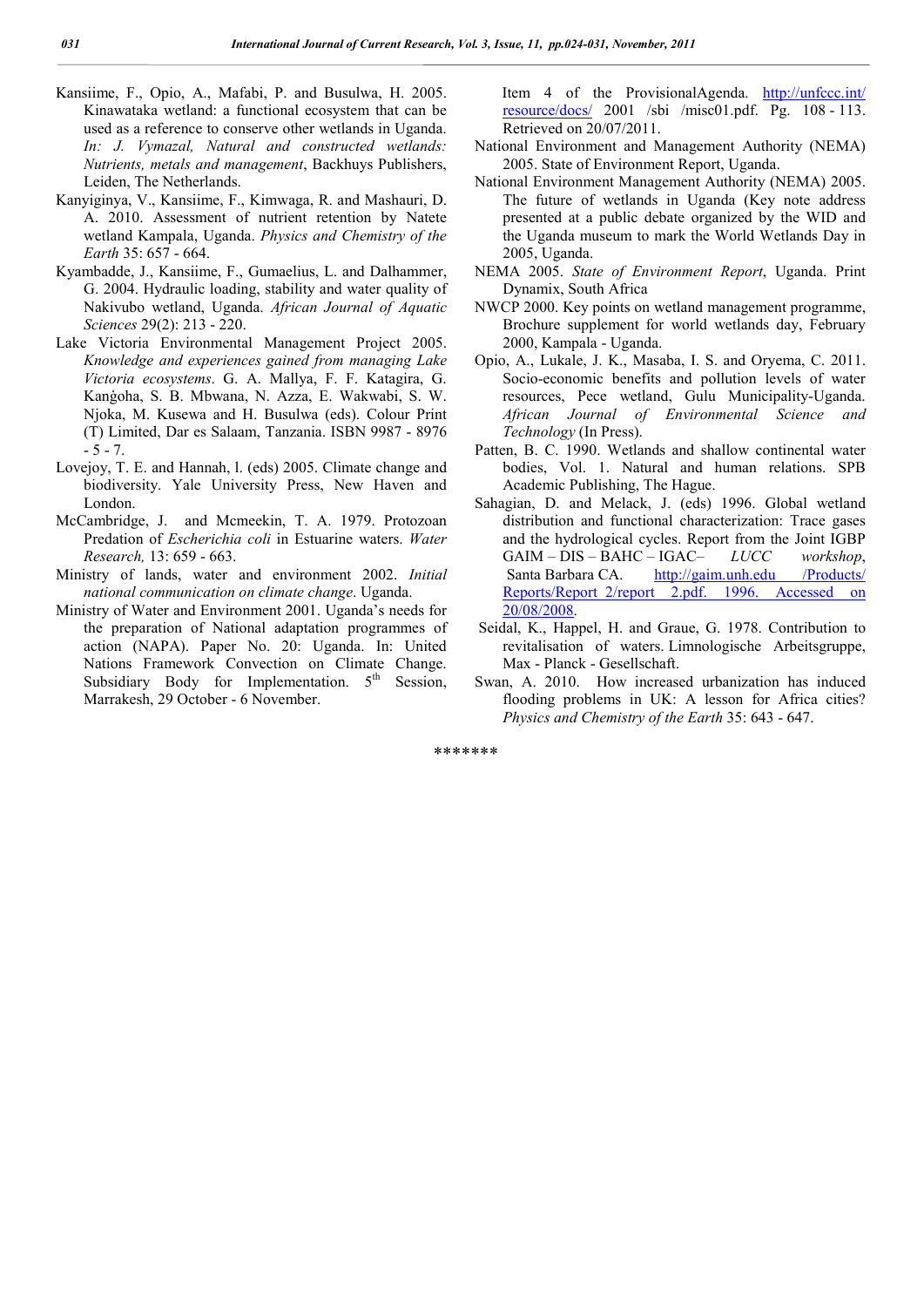Kansiime, F., Opio, A., Mafabi, P. and Busulwa, H. 2005. Kinawataka wetland: a functional ecosystem that can be used as a reference to conserve other wetlands in Uganda. *In: J. Vymazal, Natural and constructed wetlands: Nutrients, metals and management*, Backhuys Publishers, Leiden, The Netherlands.

Kanyiginya, V., Kansiime, F., Kimwaga, R. and Mashauri, D. A. 2010. Assessment of nutrient retention by Natete wetland Kampala, Uganda. *Physics and Chemistry of the Earth* 35: 657 - 664.

Kyambadde, J., Kansiime, F., Gumaelius, L. and Dalhammer, G. 2004. Hydraulic loading, stability and water quality of Nakivubo wetland, Uganda. *African Journal of Aquatic Sciences* 29(2): 213 - 220.

Lake Victoria Environmental Management Project 2005. *Knowledge and experiences gained from managing Lake Victoria ecosystems*. G. A. Mallya, F. F. Katagira, G. Kanġoha, S. B. Mbwana, N. Azza, E. Wakwabi, S. W. Njoka, M. Kusewa and H. Busulwa (eds). Colour Print (T) Limited, Dar es Salaam, Tanzania. ISBN 9987 - 8976 - 5 - 7.

Lovejoy, T. E. and Hannah, l. (eds) 2005. Climate change and biodiversity. Yale University Press, New Haven and London.

McCambridge, J. and Mcmeekin, T. A. 1979. Protozoan Predation of *Escherichia coli* in Estuarine waters. *Water Research,* 13: 659 - 663.

Ministry of lands, water and environment 2002. *Initial national communication on climate change*. Uganda.

Ministry of Water and Environment 2001. Uganda's needs for the preparation of National adaptation programmes of action (NAPA). Paper No. 20: Uganda. In: United Nations Framework Convection on Climate Change. Subsidiary Body for Implementation. 5th Session, Marrakesh, 29 October - 6 November. Item 4 of the ProvisionalAgenda. http://unfccc.int/resource/docs/ 2001 /sbi /misc01.pdf. Pg. 108 - 113. Retrieved on 20/07/2011.

National Environment and Management Authority (NEMA) 2005. State of Environment Report, Uganda.

National Environment Management Authority (NEMA) 2005. The future of wetlands in Uganda (Key note address presented at a public debate organized by the WID and the Uganda museum to mark the World Wetlands Day in 2005, Uganda.

NEMA 2005. *State of Environment Report*, Uganda. Print Dynamix, South Africa

NWCP 2000. Key points on wetland management programme, Brochure supplement for world wetlands day, February 2000, Kampala - Uganda.

Opio, A., Lukale, J. K., Masaba, I. S. and Oryema, C. 2011. Socio-economic benefits and pollution levels of water resources, Pece wetland, Gulu Municipality-Uganda. *African Journal of Environmental Science and Technology* (In Press).

Patten, B. C. 1990. Wetlands and shallow continental water bodies, Vol. 1. Natural and human relations. SPB Academic Publishing, The Hague.

Sahagian, D. and Melack, J. (eds) 1996. Global wetland distribution and functional characterization: Trace gases and the hydrological cycles. Report from the Joint IGBP GAIM – DIS – BAHC – IGAC– *LUCC workshop*, Santa Barbara CA. http://gaim.unh.edu /Products/Reports/Report 2/report 2.pdf. 1996. Accessed on 20/08/2008.

Seidal, K., Happel, H. and Graue, G. 1978. Contribution to revitalisation of waters. Limnologische Arbeitsgruppe, Max - Planck - Gesellschaft.

Swan, A. 2010. How increased urbanization has induced flooding problems in UK: A lesson for Africa cities? *Physics and Chemistry of the Earth* 35: 643 - 647.

*******